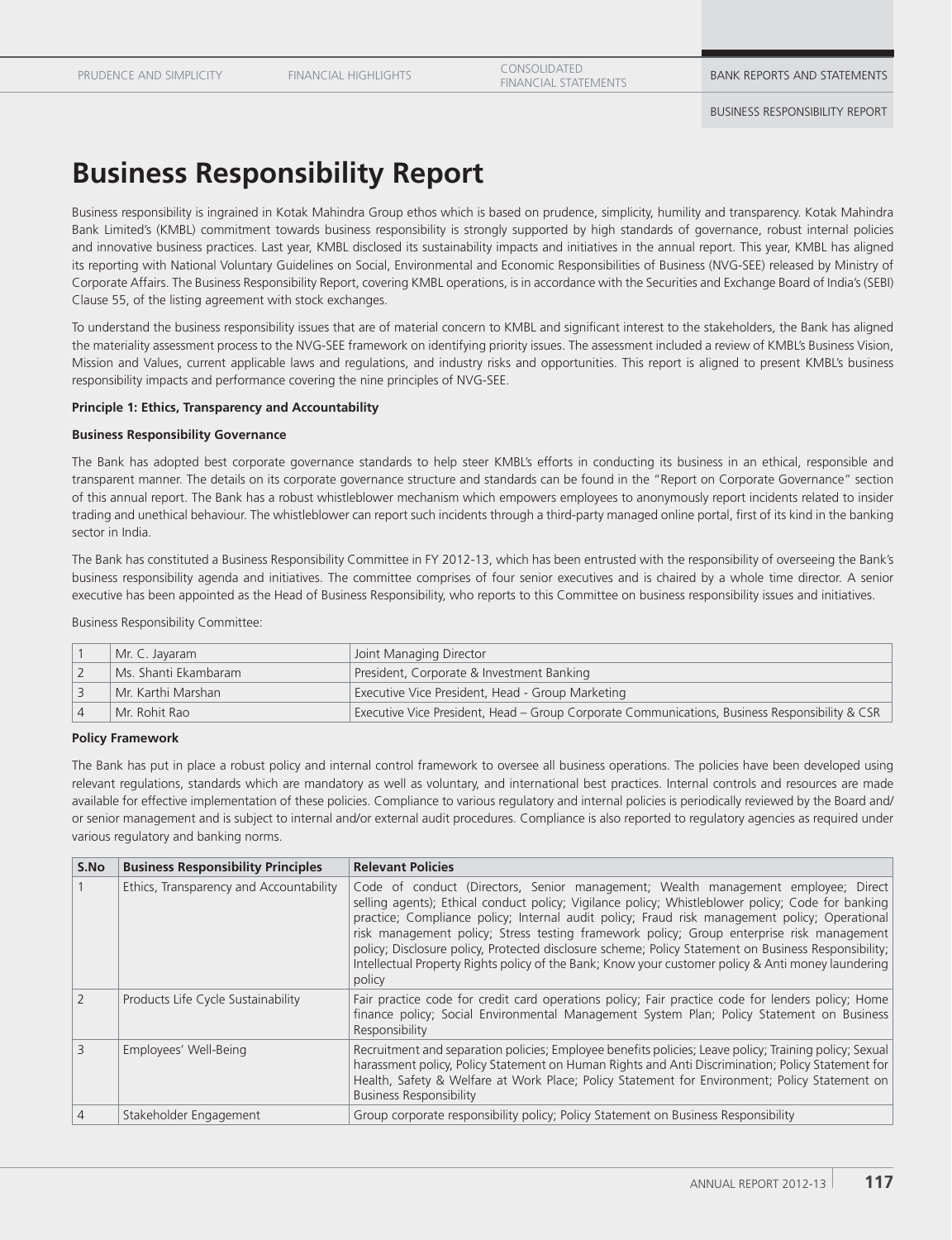# Business Responsibility Report

Business responsibility is ingrained in Kotak Mahindra Group ethos which is based on prudence, simplicity, humility and transparency. Kotak Mahindra Bank Limited's (KMBL) commitment towards business responsibility is strongly supported by high standards of governance, robust internal policies and innovative business practices. Last year, KMBL disclosed its sustainability impacts and initiatives in the annual report. This year, KMBL has aligned its reporting with National Voluntary Guidelines on Social, Environmental and Economic Responsibilities of Business (NVG-SEE) released by Ministry of Corporate Affairs. The Business Responsibility Report, covering KMBL operations, is in accordance with the Securities and Exchange Board of India's (SEBI) Clause 55, of the listing agreement with stock exchanges.

To understand the business responsibility issues that are of material concern to KMBL and significant interest to the stakeholders, the Bank has aligned the materiality assessment process to the NVG-SEE framework on identifying priority issues. The assessment included a review of KMBL's Business Vision, Mission and Values, current applicable laws and regulations, and industry risks and opportunities. This report is aligned to present KMBL's business responsibility impacts and performance covering the nine principles of NVG-SEE.

**Principle 1: Ethics, Transparency and Accountability**

**Business Responsibility Governance**

The Bank has adopted best corporate governance standards to help steer KMBL's efforts in conducting its business in an ethical, responsible and transparent manner. The details on its corporate governance structure and standards can be found in the "Report on Corporate Governance" section of this annual report. The Bank has a robust whistleblower mechanism which empowers employees to anonymously report incidents related to insider trading and unethical behaviour. The whistleblower can report such incidents through a third-party managed online portal, first of its kind in the banking sector in India.

The Bank has constituted a Business Responsibility Committee in FY 2012-13, which has been entrusted with the responsibility of overseeing the Bank's business responsibility agenda and initiatives. The committee comprises of four senior executives and is chaired by a whole time director. A senior executive has been appointed as the Head of Business Responsibility, who reports to this Committee on business responsibility issues and initiatives.

Business Responsibility Committee:

| | | |
|---|---|---|
| 1 | Mr. C. Jayaram | Joint Managing Director |
| 2 | Ms. Shanti Ekambaram | President, Corporate & Investment Banking |
| 3 | Mr. Karthi Marshan | Executive Vice President, Head - Group Marketing |
| 4 | Mr. Rohit Rao | Executive Vice President, Head – Group Corporate Communications, Business Responsibility & CSR |

**Policy Framework**

The Bank has put in place a robust policy and internal control framework to oversee all business operations. The policies have been developed using relevant regulations, standards which are mandatory as well as voluntary, and international best practices. Internal controls and resources are made available for effective implementation of these policies. Compliance to various regulatory and internal policies is periodically reviewed by the Board and/or senior management and is subject to internal and/or external audit procedures. Compliance is also reported to regulatory agencies as required under various regulatory and banking norms.

| S.No | Business Responsibility Principles | Relevant Policies |
|---|---|---|
| 1 | Ethics, Transparency and Accountability | Code of conduct (Directors, Senior management; Wealth management employee; Direct selling agents); Ethical conduct policy; Vigilance policy; Whistleblower policy; Code for banking practice; Compliance policy; Internal audit policy; Fraud risk management policy; Operational risk management policy; Stress testing framework policy; Group enterprise risk management policy; Disclosure policy, Protected disclosure scheme; Policy Statement on Business Responsibility; Intellectual Property Rights policy of the Bank; Know your customer policy & Anti money laundering policy |
| 2 | Products Life Cycle Sustainability | Fair practice code for credit card operations policy; Fair practice code for lenders policy; Home finance policy; Social Environmental Management System Plan; Policy Statement on Business Responsibility |
| 3 | Employees' Well-Being | Recruitment and separation policies; Employee benefits policies; Leave policy; Training policy; Sexual harassment policy, Policy Statement on Human Rights and Anti Discrimination; Policy Statement for Health, Safety & Welfare at Work Place; Policy Statement for Environment; Policy Statement on Business Responsibility |
| 4 | Stakeholder Engagement | Group corporate responsibility policy; Policy Statement on Business Responsibility |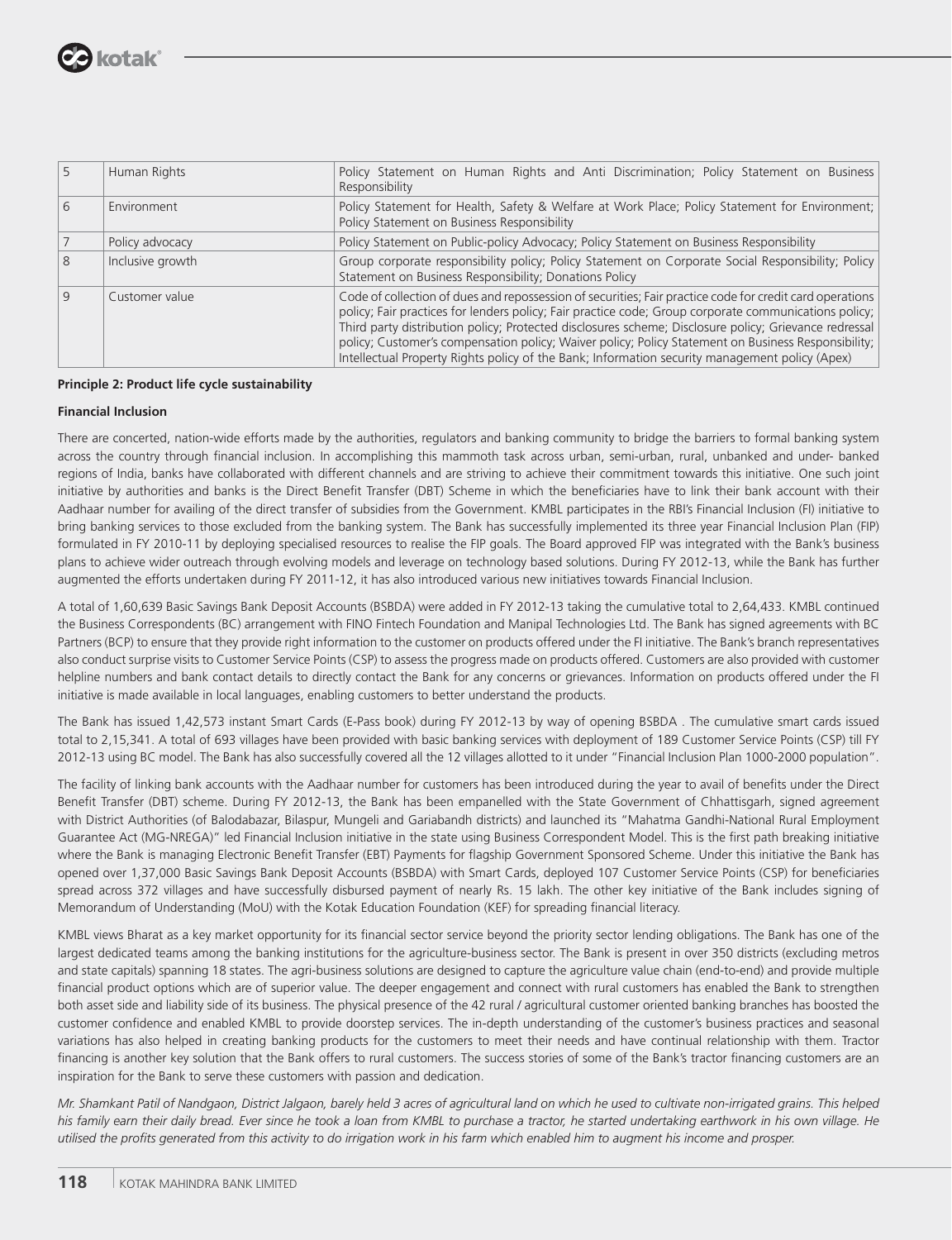| 5 | Human Rights | Policy Statement on Human Rights and Anti Discrimination; Policy Statement on Business Responsibility |
|---|---|---|
| 6 | Environment | Policy Statement for Health, Safety & Welfare at Work Place; Policy Statement for Environment; Policy Statement on Business Responsibility |
| 7 | Policy advocacy | Policy Statement on Public-policy Advocacy; Policy Statement on Business Responsibility |
| 8 | Inclusive growth | Group corporate responsibility policy; Policy Statement on Corporate Social Responsibility; Policy Statement on Business Responsibility; Donations Policy |
| 9 | Customer value | Code of collection of dues and repossession of securities; Fair practice code for credit card operations policy; Fair practices for lenders policy; Fair practice code; Group corporate communications policy; Third party distribution policy; Protected disclosures scheme; Disclosure policy; Grievance redressal policy; Customer's compensation policy; Waiver policy; Policy Statement on Business Responsibility; Intellectual Property Rights policy of the Bank; Information security management policy (Apex) |

**Principle 2: Product life cycle sustainability**

**Financial Inclusion**

There are concerted, nation-wide efforts made by the authorities, regulators and banking community to bridge the barriers to formal banking system across the country through financial inclusion. In accomplishing this mammoth task across urban, semi-urban, rural, unbanked and under- banked regions of India, banks have collaborated with different channels and are striving to achieve their commitment towards this initiative. One such joint initiative by authorities and banks is the Direct Benefit Transfer (DBT) Scheme in which the beneficiaries have to link their bank account with their Aadhaar number for availing of the direct transfer of subsidies from the Government. KMBL participates in the RBI's Financial Inclusion (FI) initiative to bring banking services to those excluded from the banking system. The Bank has successfully implemented its three year Financial Inclusion Plan (FIP) formulated in FY 2010-11 by deploying specialised resources to realise the FIP goals. The Board approved FIP was integrated with the Bank's business plans to achieve wider outreach through evolving models and leverage on technology based solutions. During FY 2012-13, while the Bank has further augmented the efforts undertaken during FY 2011-12, it has also introduced various new initiatives towards Financial Inclusion.

A total of 1,60,639 Basic Savings Bank Deposit Accounts (BSBDA) were added in FY 2012-13 taking the cumulative total to 2,64,433. KMBL continued the Business Correspondents (BC) arrangement with FINO Fintech Foundation and Manipal Technologies Ltd. The Bank has signed agreements with BC Partners (BCP) to ensure that they provide right information to the customer on products offered under the FI initiative. The Bank's branch representatives also conduct surprise visits to Customer Service Points (CSP) to assess the progress made on products offered. Customers are also provided with customer helpline numbers and bank contact details to directly contact the Bank for any concerns or grievances. Information on products offered under the FI initiative is made available in local languages, enabling customers to better understand the products.

The Bank has issued 1,42,573 instant Smart Cards (E-Pass book) during FY 2012-13 by way of opening BSBDA . The cumulative smart cards issued total to 2,15,341. A total of 693 villages have been provided with basic banking services with deployment of 189 Customer Service Points (CSP) till FY 2012-13 using BC model. The Bank has also successfully covered all the 12 villages allotted to it under "Financial Inclusion Plan 1000-2000 population".

The facility of linking bank accounts with the Aadhaar number for customers has been introduced during the year to avail of benefits under the Direct Benefit Transfer (DBT) scheme. During FY 2012-13, the Bank has been empanelled with the State Government of Chhattisgarh, signed agreement with District Authorities (of Balodabazar, Bilaspur, Mungeli and Gariabandh districts) and launched its "Mahatma Gandhi-National Rural Employment Guarantee Act (MG-NREGA)" led Financial Inclusion initiative in the state using Business Correspondent Model. This is the first path breaking initiative where the Bank is managing Electronic Benefit Transfer (EBT) Payments for flagship Government Sponsored Scheme. Under this initiative the Bank has opened over 1,37,000 Basic Savings Bank Deposit Accounts (BSBDA) with Smart Cards, deployed 107 Customer Service Points (CSP) for beneficiaries spread across 372 villages and have successfully disbursed payment of nearly Rs. 15 lakh. The other key initiative of the Bank includes signing of Memorandum of Understanding (MoU) with the Kotak Education Foundation (KEF) for spreading financial literacy.

KMBL views Bharat as a key market opportunity for its financial sector service beyond the priority sector lending obligations. The Bank has one of the largest dedicated teams among the banking institutions for the agriculture-business sector. The Bank is present in over 350 districts (excluding metros and state capitals) spanning 18 states. The agri-business solutions are designed to capture the agriculture value chain (end-to-end) and provide multiple financial product options which are of superior value. The deeper engagement and connect with rural customers has enabled the Bank to strengthen both asset side and liability side of its business. The physical presence of the 42 rural / agricultural customer oriented banking branches has boosted the customer confidence and enabled KMBL to provide doorstep services. The in-depth understanding of the customer's business practices and seasonal variations has also helped in creating banking products for the customers to meet their needs and have continual relationship with them. Tractor financing is another key solution that the Bank offers to rural customers. The success stories of some of the Bank's tractor financing customers are an inspiration for the Bank to serve these customers with passion and dedication.

*Mr. Shamkant Patil of Nandgaon, District Jalgaon, barely held 3 acres of agricultural land on which he used to cultivate non-irrigated grains. This helped his family earn their daily bread. Ever since he took a loan from KMBL to purchase a tractor, he started undertaking earthwork in his own village. He utilised the profits generated from this activity to do irrigation work in his farm which enabled him to augment his income and prosper.*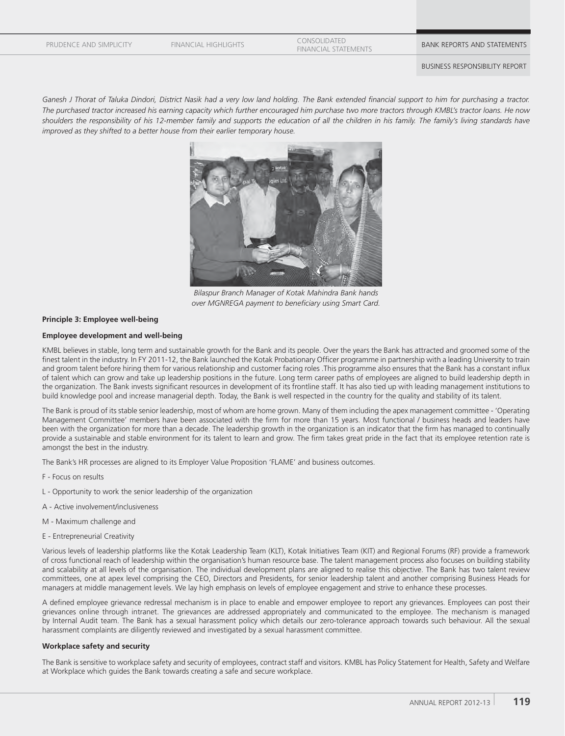*Ganesh J Thorat of Taluka Dindori, District Nasik had a very low land holding. The Bank extended financial support to him for purchasing a tractor. The purchased tractor increased his earning capacity which further encouraged him purchase two more tractors through KMBL's tractor loans. He now shoulders the responsibility of his 12-member family and supports the education of all the children in his family. The family's living standards have improved as they shifted to a better house from their earlier temporary house.*

*Bilaspur Branch Manager of Kotak Mahindra Bank hands over MGNREGA payment to beneficiary using Smart Card.*

**Principle 3: Employee well-being**

**Employee development and well-being**

KMBL believes in stable, long term and sustainable growth for the Bank and its people. Over the years the Bank has attracted and groomed some of the finest talent in the industry. In FY 2011-12, the Bank launched the Kotak Probationary Officer programme in partnership with a leading University to train and groom talent before hiring them for various relationship and customer facing roles .This programme also ensures that the Bank has a constant influx of talent which can grow and take up leadership positions in the future. Long term career paths of employees are aligned to build leadership depth in the organization. The Bank invests significant resources in development of its frontline staff. It has also tied up with leading management institutions to build knowledge pool and increase managerial depth. Today, the Bank is well respected in the country for the quality and stability of its talent.

The Bank is proud of its stable senior leadership, most of whom are home grown. Many of them including the apex management committee - 'Operating Management Committee' members have been associated with the firm for more than 15 years. Most functional / business heads and leaders have been with the organization for more than a decade. The leadership growth in the organization is an indicator that the firm has managed to continually provide a sustainable and stable environment for its talent to learn and grow. The firm takes great pride in the fact that its employee retention rate is amongst the best in the industry.

The Bank's HR processes are aligned to its Employer Value Proposition 'FLAME' and business outcomes.

F - Focus on results

L - Opportunity to work the senior leadership of the organization

A - Active involvement/inclusiveness

M - Maximum challenge and

E - Entrepreneurial Creativity

Various levels of leadership platforms like the Kotak Leadership Team (KLT), Kotak Initiatives Team (KIT) and Regional Forums (RF) provide a framework of cross functional reach of leadership within the organisation's human resource base. The talent management process also focuses on building stability and scalability at all levels of the organisation. The individual development plans are aligned to realise this objective. The Bank has two talent review committees, one at apex level comprising the CEO, Directors and Presidents, for senior leadership talent and another comprising Business Heads for managers at middle management levels. We lay high emphasis on levels of employee engagement and strive to enhance these processes.

A defined employee grievance redressal mechanism is in place to enable and empower employee to report any grievances. Employees can post their grievances online through intranet. The grievances are addressed appropriately and communicated to the employee. The mechanism is managed by Internal Audit team. The Bank has a sexual harassment policy which details our zero-tolerance approach towards such behaviour. All the sexual harassment complaints are diligently reviewed and investigated by a sexual harassment committee.

**Workplace safety and security**

The Bank is sensitive to workplace safety and security of employees, contract staff and visitors. KMBL has Policy Statement for Health, Safety and Welfare at Workplace which guides the Bank towards creating a safe and secure workplace.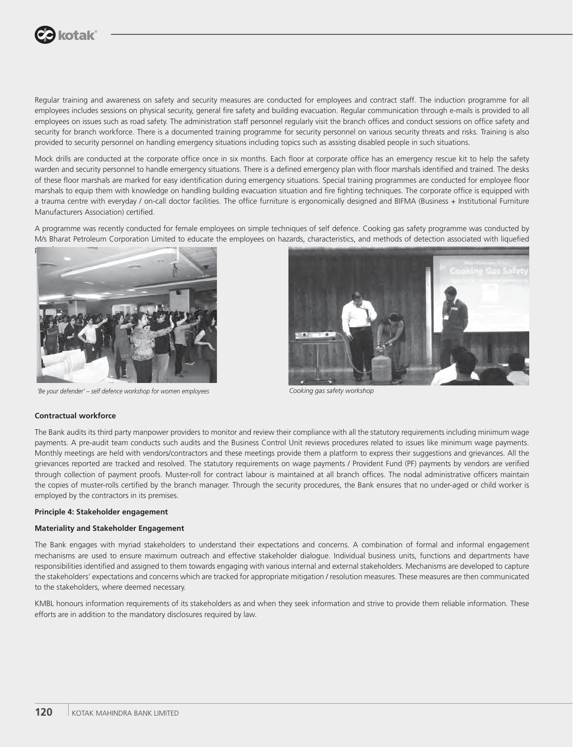Regular training and awareness on safety and security measures are conducted for employees and contract staff. The induction programme for all employees includes sessions on physical security, general fire safety and building evacuation. Regular communication through e-mails is provided to all employees on issues such as road safety. The administration staff personnel regularly visit the branch offices and conduct sessions on office safety and security for branch workforce. There is a documented training programme for security personnel on various security threats and risks. Training is also provided to security personnel on handling emergency situations including topics such as assisting disabled people in such situations.

Mock drills are conducted at the corporate office once in six months. Each floor at corporate office has an emergency rescue kit to help the safety warden and security personnel to handle emergency situations. There is a defined emergency plan with floor marshals identified and trained. The desks of these floor marshals are marked for easy identification during emergency situations. Special training programmes are conducted for employee floor marshals to equip them with knowledge on handling building evacuation situation and fire fighting techniques. The corporate office is equipped with a trauma centre with everyday / on-call doctor facilities. The office furniture is ergonomically designed and BIFMA (Business + Institutional Furniture Manufacturers Association) certified.

A programme was recently conducted for female employees on simple techniques of self defence. Cooking gas safety programme was conducted by M/s Bharat Petroleum Corporation Limited to educate the employees on hazards, characteristics, and methods of detection associated with liquefied petroleum gas.

*'Be your defender' – self defence workshop for women employees*

*Cooking gas safety workshop*

**Contractual workforce**

The Bank audits its third party manpower providers to monitor and review their compliance with all the statutory requirements including minimum wage payments. A pre-audit team conducts such audits and the Business Control Unit reviews procedures related to issues like minimum wage payments. Monthly meetings are held with vendors/contractors and these meetings provide them a platform to express their suggestions and grievances. All the grievances reported are tracked and resolved. The statutory requirements on wage payments / Provident Fund (PF) payments by vendors are verified through collection of payment proofs. Muster-roll for contract labour is maintained at all branch offices. The nodal administrative officers maintain the copies of muster-rolls certified by the branch manager. Through the security procedures, the Bank ensures that no under-aged or child worker is employed by the contractors in its premises.

**Principle 4: Stakeholder engagement**

**Materiality and Stakeholder Engagement**

The Bank engages with myriad stakeholders to understand their expectations and concerns. A combination of formal and informal engagement mechanisms are used to ensure maximum outreach and effective stakeholder dialogue. Individual business units, functions and departments have responsibilities identified and assigned to them towards engaging with various internal and external stakeholders. Mechanisms are developed to capture the stakeholders' expectations and concerns which are tracked for appropriate mitigation / resolution measures. These measures are then communicated to the stakeholders, where deemed necessary.

KMBL honours information requirements of its stakeholders as and when they seek information and strive to provide them reliable information. These efforts are in addition to the mandatory disclosures required by law.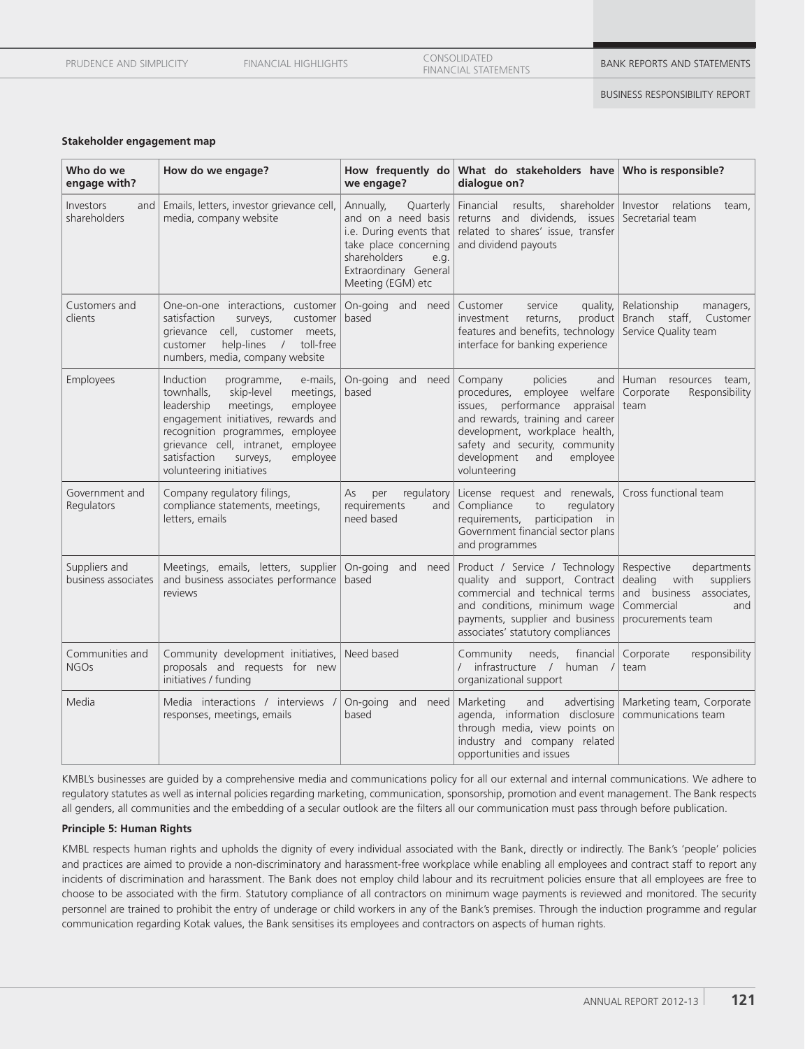**Stakeholder engagement map**

| Who do we engage with? | How do we engage? | How frequently do we engage? | What do stakeholders have dialogue on? | Who is responsible? |
|---|---|---|---|---|
| Investors and shareholders | Emails, letters, investor grievance cell, media, company website | Annually, Quarterly and on a need basis i.e. During events that take place concerning shareholders e.g. Extraordinary General Meeting (EGM) etc | Financial results, shareholder returns and dividends, issues related to shares' issue, transfer and dividend payouts | Investor relations team, Secretarial team |
| Customers and clients | One-on-one interactions, customer satisfaction surveys, customer grievance cell, customer meets, customer help-lines / toll-free numbers, media, company website | On-going and need based | Customer service quality, investment returns, product features and benefits, technology interface for banking experience | Relationship managers, Branch staff, Customer Service Quality team |
| Employees | Induction programme, e-mails, townhalls, skip-level meetings, leadership meetings, employee engagement initiatives, rewards and recognition programmes, employee grievance cell, intranet, employee satisfaction surveys, employee volunteering initiatives | On-going and need based | Company policies and procedures, employee welfare issues, performance appraisal and rewards, training and career development, workplace health, safety and security, community development and employee volunteering | Human resources team, Corporate Responsibility team |
| Government and Regulators | Company regulatory filings, compliance statements, meetings, letters, emails | As per regulatory requirements and need based | License request and renewals, Compliance to regulatory requirements, participation in Government financial sector plans and programmes | Cross functional team |
| Suppliers and business associates | Meetings, emails, letters, supplier and business associates performance reviews | On-going and need based | Product / Service / Technology quality and support, Contract commercial and technical terms and conditions, minimum wage payments, supplier and business associates' statutory compliances | Respective departments dealing with suppliers and business associates, Commercial and procurements team |
| Communities and NGOs | Community development initiatives, proposals and requests for new initiatives / funding | Need based | Community needs, financial / infrastructure / human / organizational support | Corporate responsibility team |
| Media | Media interactions / interviews / responses, meetings, emails | On-going and need based | Marketing and advertising agenda, information disclosure through media, view points on industry and company related opportunities and issues | Marketing team, Corporate communications team |

KMBL's businesses are guided by a comprehensive media and communications policy for all our external and internal communications. We adhere to regulatory statutes as well as internal policies regarding marketing, communication, sponsorship, promotion and event management. The Bank respects all genders, all communities and the embedding of a secular outlook are the filters all our communication must pass through before publication.

**Principle 5: Human Rights**

KMBL respects human rights and upholds the dignity of every individual associated with the Bank, directly or indirectly. The Bank's 'people' policies and practices are aimed to provide a non-discriminatory and harassment-free workplace while enabling all employees and contract staff to report any incidents of discrimination and harassment. The Bank does not employ child labour and its recruitment policies ensure that all employees are free to choose to be associated with the firm. Statutory compliance of all contractors on minimum wage payments is reviewed and monitored. The security personnel are trained to prohibit the entry of underage or child workers in any of the Bank's premises. Through the induction programme and regular communication regarding Kotak values, the Bank sensitises its employees and contractors on aspects of human rights.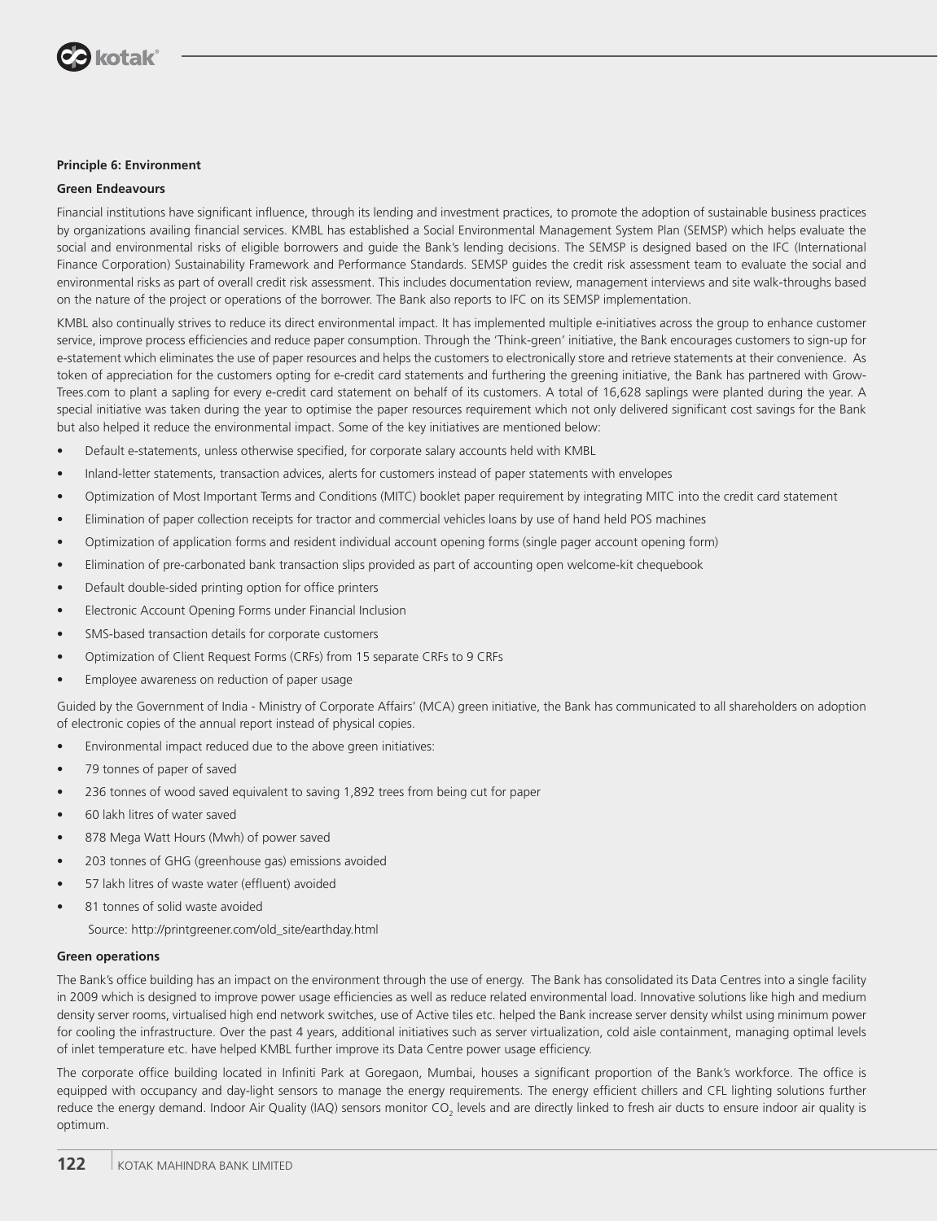**Principle 6: Environment**

**Green Endeavours**

Financial institutions have significant influence, through its lending and investment practices, to promote the adoption of sustainable business practices by organizations availing financial services. KMBL has established a Social Environmental Management System Plan (SEMSP) which helps evaluate the social and environmental risks of eligible borrowers and guide the Bank's lending decisions. The SEMSP is designed based on the IFC (International Finance Corporation) Sustainability Framework and Performance Standards. SEMSP guides the credit risk assessment team to evaluate the social and environmental risks as part of overall credit risk assessment. This includes documentation review, management interviews and site walk-throughs based on the nature of the project or operations of the borrower. The Bank also reports to IFC on its SEMSP implementation.

KMBL also continually strives to reduce its direct environmental impact. It has implemented multiple e-initiatives across the group to enhance customer service, improve process efficiencies and reduce paper consumption. Through the 'Think-green' initiative, the Bank encourages customers to sign-up for e-statement which eliminates the use of paper resources and helps the customers to electronically store and retrieve statements at their convenience. As token of appreciation for the customers opting for e-credit card statements and furthering the greening initiative, the Bank has partnered with Grow-Trees.com to plant a sapling for every e-credit card statement on behalf of its customers. A total of 16,628 saplings were planted during the year. A special initiative was taken during the year to optimise the paper resources requirement which not only delivered significant cost savings for the Bank but also helped it reduce the environmental impact. Some of the key initiatives are mentioned below:

- Default e-statements, unless otherwise specified, for corporate salary accounts held with KMBL
- Inland-letter statements, transaction advices, alerts for customers instead of paper statements with envelopes
- Optimization of Most Important Terms and Conditions (MITC) booklet paper requirement by integrating MITC into the credit card statement
- Elimination of paper collection receipts for tractor and commercial vehicles loans by use of hand held POS machines
- Optimization of application forms and resident individual account opening forms (single pager account opening form)
- Elimination of pre-carbonated bank transaction slips provided as part of accounting open welcome-kit chequebook
- Default double-sided printing option for office printers
- Electronic Account Opening Forms under Financial Inclusion
- SMS-based transaction details for corporate customers
- Optimization of Client Request Forms (CRFs) from 15 separate CRFs to 9 CRFs
- Employee awareness on reduction of paper usage

Guided by the Government of India - Ministry of Corporate Affairs' (MCA) green initiative, the Bank has communicated to all shareholders on adoption of electronic copies of the annual report instead of physical copies.

- Environmental impact reduced due to the above green initiatives:
- 79 tonnes of paper of saved
- 236 tonnes of wood saved equivalent to saving 1,892 trees from being cut for paper
- 60 lakh litres of water saved
- 878 Mega Watt Hours (Mwh) of power saved
- 203 tonnes of GHG (greenhouse gas) emissions avoided
- 57 lakh litres of waste water (effluent) avoided
- 81 tonnes of solid waste avoided

  Source: http://printgreener.com/old_site/earthday.html

**Green operations**

The Bank's office building has an impact on the environment through the use of energy. The Bank has consolidated its Data Centres into a single facility in 2009 which is designed to improve power usage efficiencies as well as reduce related environmental load. Innovative solutions like high and medium density server rooms, virtualised high end network switches, use of Active tiles etc. helped the Bank increase server density whilst using minimum power for cooling the infrastructure. Over the past 4 years, additional initiatives such as server virtualization, cold aisle containment, managing optimal levels of inlet temperature etc. have helped KMBL further improve its Data Centre power usage efficiency.

The corporate office building located in Infiniti Park at Goregaon, Mumbai, houses a significant proportion of the Bank's workforce. The office is equipped with occupancy and day-light sensors to manage the energy requirements. The energy efficient chillers and CFL lighting solutions further reduce the energy demand. Indoor Air Quality (IAQ) sensors monitor $CO_2$ levels and are directly linked to fresh air ducts to ensure indoor air quality is optimum.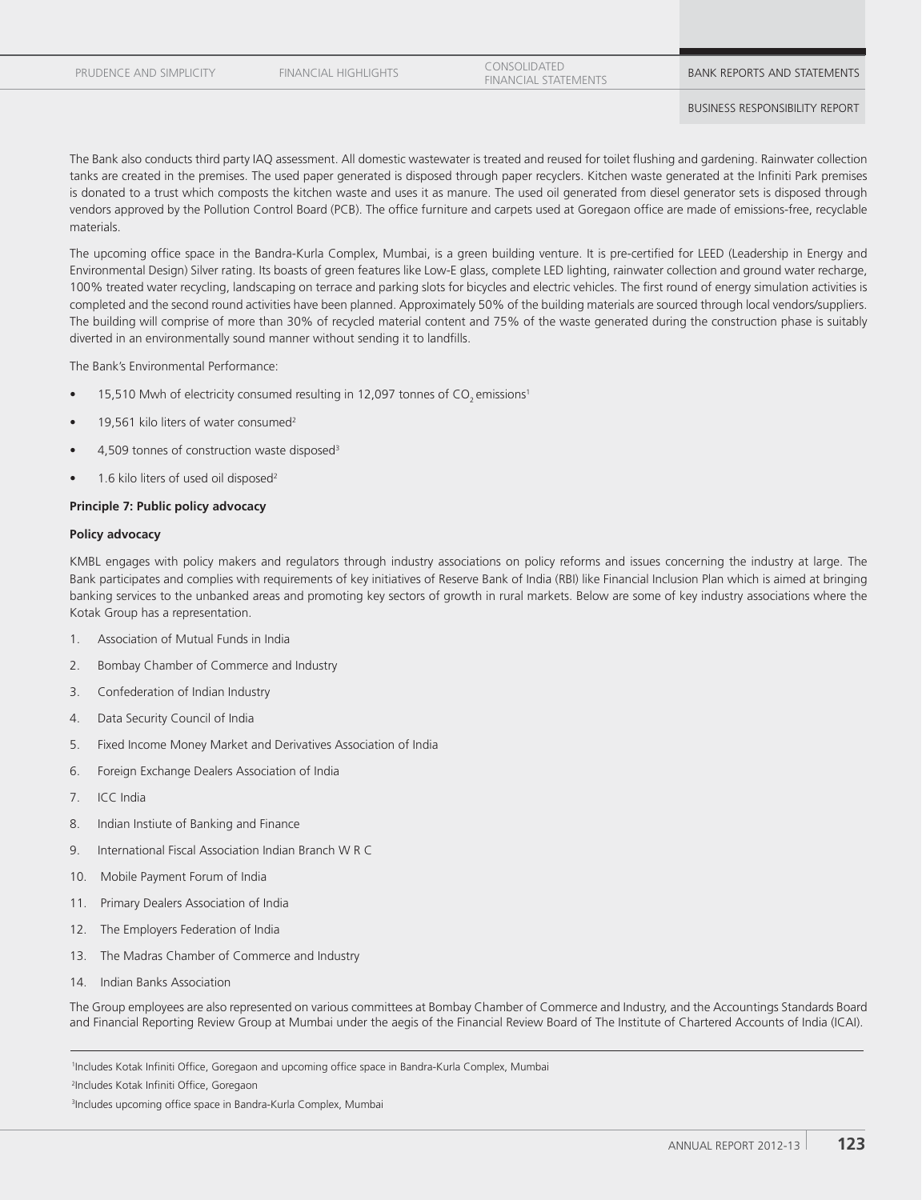The Bank also conducts third party IAQ assessment. All domestic wastewater is treated and reused for toilet flushing and gardening. Rainwater collection tanks are created in the premises. The used paper generated is disposed through paper recyclers. Kitchen waste generated at the Infiniti Park premises is donated to a trust which composts the kitchen waste and uses it as manure. The used oil generated from diesel generator sets is disposed through vendors approved by the Pollution Control Board (PCB). The office furniture and carpets used at Goregaon office are made of emissions-free, recyclable materials.

The upcoming office space in the Bandra-Kurla Complex, Mumbai, is a green building venture. It is pre-certified for LEED (Leadership in Energy and Environmental Design) Silver rating. Its boasts of green features like Low-E glass, complete LED lighting, rainwater collection and ground water recharge, 100% treated water recycling, landscaping on terrace and parking slots for bicycles and electric vehicles. The first round of energy simulation activities is completed and the second round activities have been planned. Approximately 50% of the building materials are sourced through local vendors/suppliers. The building will comprise of more than 30% of recycled material content and 75% of the waste generated during the construction phase is suitably diverted in an environmentally sound manner without sending it to landfills.

The Bank's Environmental Performance:

- 15,510 Mwh of electricity consumed resulting in 12,097 tonnes of $CO_2$ emissions[1]
- 19,561 kilo liters of water consumed[2]
- 4,509 tonnes of construction waste disposed[3]
- 1.6 kilo liters of used oil disposed[2]

**Principle 7: Public policy advocacy**

**Policy advocacy**

KMBL engages with policy makers and regulators through industry associations on policy reforms and issues concerning the industry at large. The Bank participates and complies with requirements of key initiatives of Reserve Bank of India (RBI) like Financial Inclusion Plan which is aimed at bringing banking services to the unbanked areas and promoting key sectors of growth in rural markets. Below are some of key industry associations where the Kotak Group has a representation.

1. Association of Mutual Funds in India
2. Bombay Chamber of Commerce and Industry
3. Confederation of Indian Industry
4. Data Security Council of India
5. Fixed Income Money Market and Derivatives Association of India
6. Foreign Exchange Dealers Association of India
7. ICC India
8. Indian Instiute of Banking and Finance
9. International Fiscal Association Indian Branch W R C
10. Mobile Payment Forum of India
11. Primary Dealers Association of India
12. The Employers Federation of India
13. The Madras Chamber of Commerce and Industry
14. Indian Banks Association

The Group employees are also represented on various committees at Bombay Chamber of Commerce and Industry, and the Accountings Standards Board and Financial Reporting Review Group at Mumbai under the aegis of the Financial Review Board of The Institute of Chartered Accounts of India (ICAI).

---

[1]Includes Kotak Infiniti Office, Goregaon and upcoming office space in Bandra-Kurla Complex, Mumbai

[2]Includes Kotak Infiniti Office, Goregaon

[3]Includes upcoming office space in Bandra-Kurla Complex, Mumbai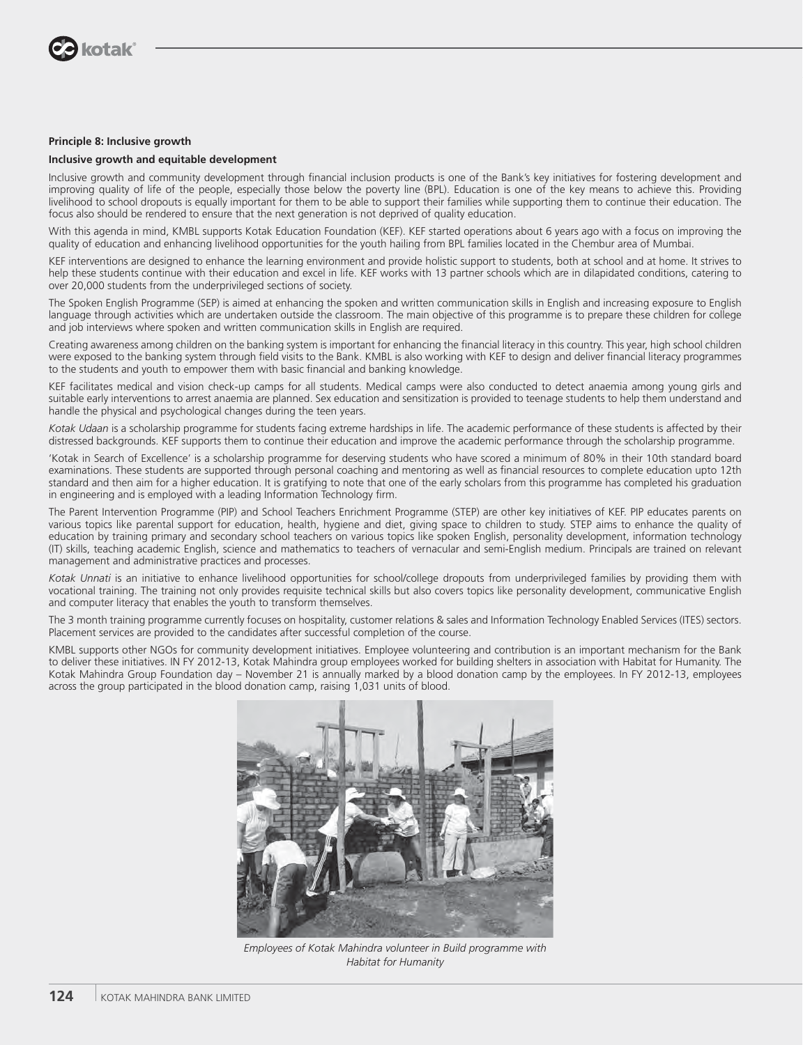**Principle 8: Inclusive growth**

**Inclusive growth and equitable development**

Inclusive growth and community development through financial inclusion products is one of the Bank's key initiatives for fostering development and improving quality of life of the people, especially those below the poverty line (BPL). Education is one of the key means to achieve this. Providing livelihood to school dropouts is equally important for them to be able to support their families while supporting them to continue their education. The focus also should be rendered to ensure that the next generation is not deprived of quality education.

With this agenda in mind, KMBL supports Kotak Education Foundation (KEF). KEF started operations about 6 years ago with a focus on improving the quality of education and enhancing livelihood opportunities for the youth hailing from BPL families located in the Chembur area of Mumbai.

KEF interventions are designed to enhance the learning environment and provide holistic support to students, both at school and at home. It strives to help these students continue with their education and excel in life. KEF works with 13 partner schools which are in dilapidated conditions, catering to over 20,000 students from the underprivileged sections of society.

The Spoken English Programme (SEP) is aimed at enhancing the spoken and written communication skills in English and increasing exposure to English language through activities which are undertaken outside the classroom. The main objective of this programme is to prepare these children for college and job interviews where spoken and written communication skills in English are required.

Creating awareness among children on the banking system is important for enhancing the financial literacy in this country. This year, high school children were exposed to the banking system through field visits to the Bank. KMBL is also working with KEF to design and deliver financial literacy programmes to the students and youth to empower them with basic financial and banking knowledge.

KEF facilitates medical and vision check-up camps for all students. Medical camps were also conducted to detect anaemia among young girls and suitable early interventions to arrest anaemia are planned. Sex education and sensitization is provided to teenage students to help them understand and handle the physical and psychological changes during the teen years.

*Kotak Udaan* is a scholarship programme for students facing extreme hardships in life. The academic performance of these students is affected by their distressed backgrounds. KEF supports them to continue their education and improve the academic performance through the scholarship programme.

'Kotak in Search of Excellence' is a scholarship programme for deserving students who have scored a minimum of 80% in their 10th standard board examinations. These students are supported through personal coaching and mentoring as well as financial resources to complete education upto 12th standard and then aim for a higher education. It is gratifying to note that one of the early scholars from this programme has completed his graduation in engineering and is employed with a leading Information Technology firm.

The Parent Intervention Programme (PIP) and School Teachers Enrichment Programme (STEP) are other key initiatives of KEF. PIP educates parents on various topics like parental support for education, health, hygiene and diet, giving space to children to study. STEP aims to enhance the quality of education by training primary and secondary school teachers on various topics like spoken English, personality development, information technology (IT) skills, teaching academic English, science and mathematics to teachers of vernacular and semi-English medium. Principals are trained on relevant management and administrative practices and processes.

*Kotak Unnati* is an initiative to enhance livelihood opportunities for school/college dropouts from underprivileged families by providing them with vocational training. The training not only provides requisite technical skills but also covers topics like personality development, communicative English and computer literacy that enables the youth to transform themselves.

The 3 month training programme currently focuses on hospitality, customer relations & sales and Information Technology Enabled Services (ITES) sectors. Placement services are provided to the candidates after successful completion of the course.

KMBL supports other NGOs for community development initiatives. Employee volunteering and contribution is an important mechanism for the Bank to deliver these initiatives. IN FY 2012-13, Kotak Mahindra group employees worked for building shelters in association with Habitat for Humanity. The Kotak Mahindra Group Foundation day – November 21 is annually marked by a blood donation camp by the employees. In FY 2012-13, employees across the group participated in the blood donation camp, raising 1,031 units of blood.

*Employees of Kotak Mahindra volunteer in Build programme with Habitat for Humanity*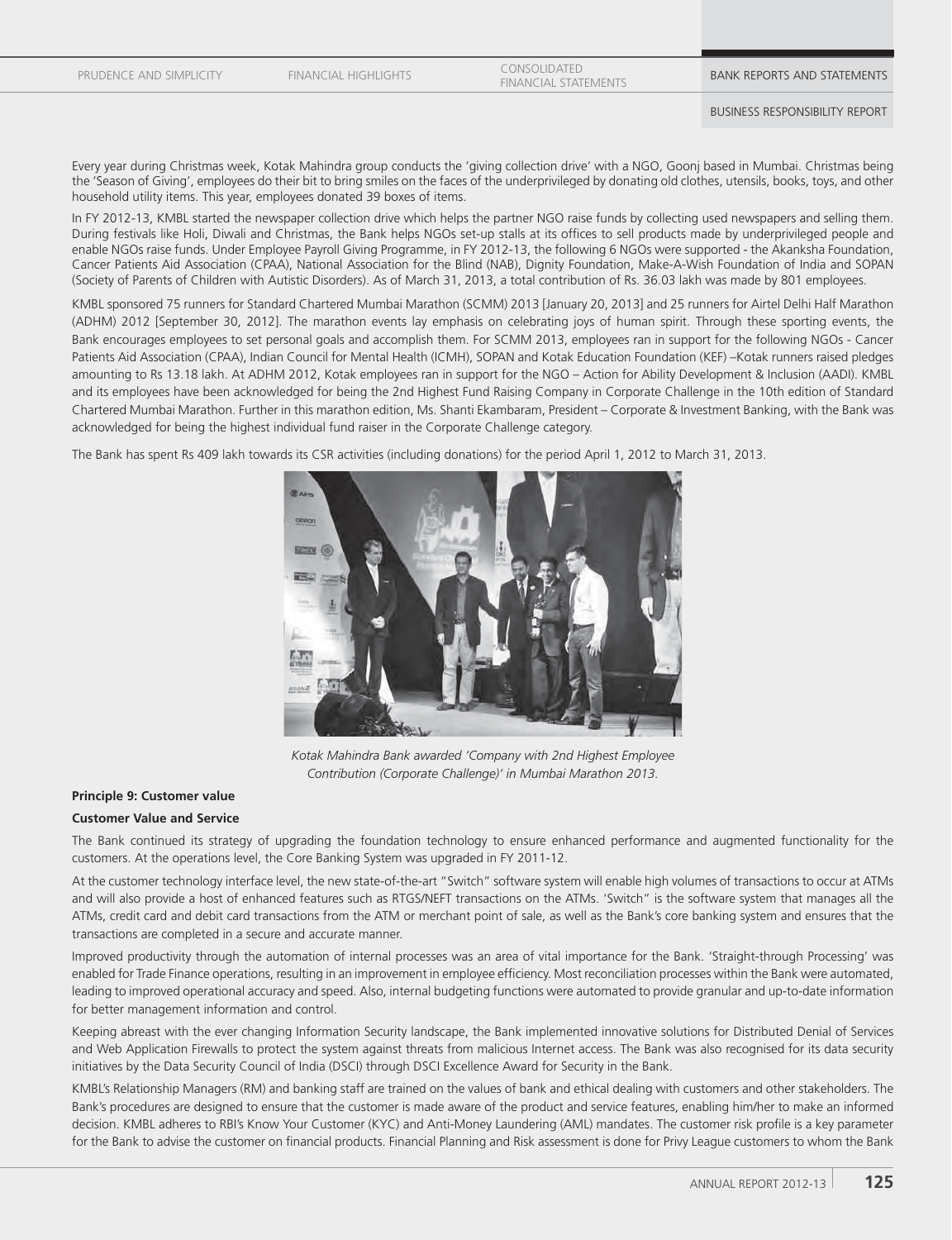Every year during Christmas week, Kotak Mahindra group conducts the 'giving collection drive' with a NGO, Goonj based in Mumbai. Christmas being the 'Season of Giving', employees do their bit to bring smiles on the faces of the underprivileged by donating old clothes, utensils, books, toys, and other household utility items. This year, employees donated 39 boxes of items.

In FY 2012-13, KMBL started the newspaper collection drive which helps the partner NGO raise funds by collecting used newspapers and selling them. During festivals like Holi, Diwali and Christmas, the Bank helps NGOs set-up stalls at its offices to sell products made by underprivileged people and enable NGOs raise funds. Under Employee Payroll Giving Programme, in FY 2012-13, the following 6 NGOs were supported - the Akanksha Foundation, Cancer Patients Aid Association (CPAA), National Association for the Blind (NAB), Dignity Foundation, Make-A-Wish Foundation of India and SOPAN (Society of Parents of Children with Autistic Disorders). As of March 31, 2013, a total contribution of Rs. 36.03 lakh was made by 801 employees.

KMBL sponsored 75 runners for Standard Chartered Mumbai Marathon (SCMM) 2013 [January 20, 2013] and 25 runners for Airtel Delhi Half Marathon (ADHM) 2012 [September 30, 2012]. The marathon events lay emphasis on celebrating joys of human spirit. Through these sporting events, the Bank encourages employees to set personal goals and accomplish them. For SCMM 2013, employees ran in support for the following NGOs - Cancer Patients Aid Association (CPAA), Indian Council for Mental Health (ICMH), SOPAN and Kotak Education Foundation (KEF) –Kotak runners raised pledges amounting to Rs 13.18 lakh. At ADHM 2012, Kotak employees ran in support for the NGO – Action for Ability Development & Inclusion (AADI). KMBL and its employees have been acknowledged for being the 2nd Highest Fund Raising Company in Corporate Challenge in the 10th edition of Standard Chartered Mumbai Marathon. Further in this marathon edition, Ms. Shanti Ekambaram, President – Corporate & Investment Banking, with the Bank was acknowledged for being the highest individual fund raiser in the Corporate Challenge category.

The Bank has spent Rs 409 lakh towards its CSR activities (including donations) for the period April 1, 2012 to March 31, 2013.

*Kotak Mahindra Bank awarded 'Company with 2nd Highest Employee Contribution (Corporate Challenge)' in Mumbai Marathon 2013.*

**Principle 9: Customer value**

**Customer Value and Service**

The Bank continued its strategy of upgrading the foundation technology to ensure enhanced performance and augmented functionality for the customers. At the operations level, the Core Banking System was upgraded in FY 2011-12.

At the customer technology interface level, the new state-of-the-art "Switch" software system will enable high volumes of transactions to occur at ATMs and will also provide a host of enhanced features such as RTGS/NEFT transactions on the ATMs. 'Switch" is the software system that manages all the ATMs, credit card and debit card transactions from the ATM or merchant point of sale, as well as the Bank's core banking system and ensures that the transactions are completed in a secure and accurate manner.

Improved productivity through the automation of internal processes was an area of vital importance for the Bank. 'Straight-through Processing' was enabled for Trade Finance operations, resulting in an improvement in employee efficiency. Most reconciliation processes within the Bank were automated, leading to improved operational accuracy and speed. Also, internal budgeting functions were automated to provide granular and up-to-date information for better management information and control.

Keeping abreast with the ever changing Information Security landscape, the Bank implemented innovative solutions for Distributed Denial of Services and Web Application Firewalls to protect the system against threats from malicious Internet access. The Bank was also recognised for its data security initiatives by the Data Security Council of India (DSCI) through DSCI Excellence Award for Security in the Bank.

KMBL's Relationship Managers (RM) and banking staff are trained on the values of bank and ethical dealing with customers and other stakeholders. The Bank's procedures are designed to ensure that the customer is made aware of the product and service features, enabling him/her to make an informed decision. KMBL adheres to RBI's Know Your Customer (KYC) and Anti-Money Laundering (AML) mandates. The customer risk profile is a key parameter for the Bank to advise the customer on financial products. Financial Planning and Risk assessment is done for Privy League customers to whom the Bank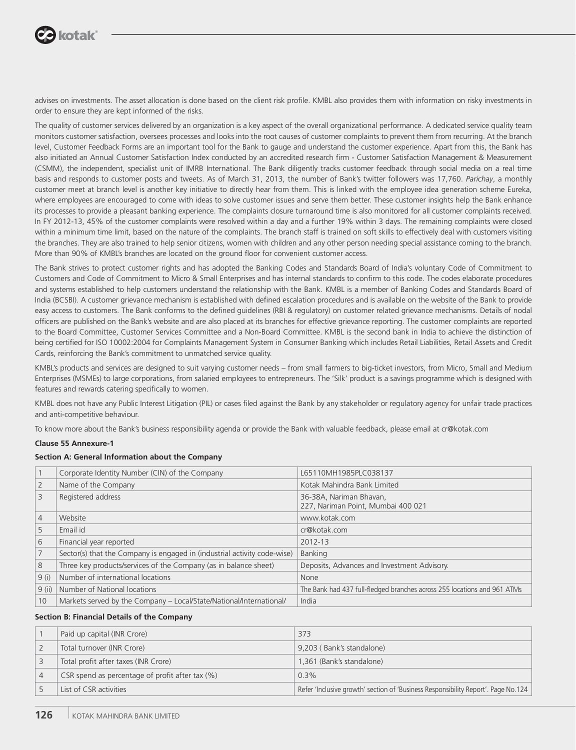advises on investments. The asset allocation is done based on the client risk profile. KMBL also provides them with information on risky investments in order to ensure they are kept informed of the risks.

The quality of customer services delivered by an organization is a key aspect of the overall organizational performance. A dedicated service quality team monitors customer satisfaction, oversees processes and looks into the root causes of customer complaints to prevent them from recurring. At the branch level, Customer Feedback Forms are an important tool for the Bank to gauge and understand the customer experience. Apart from this, the Bank has also initiated an Annual Customer Satisfaction Index conducted by an accredited research firm - Customer Satisfaction Management & Measurement (CSMM), the independent, specialist unit of IMRB International. The Bank diligently tracks customer feedback through social media on a real time basis and responds to customer posts and tweets. As of March 31, 2013, the number of Bank's twitter followers was 17,760. *Parichay*, a monthly customer meet at branch level is another key initiative to directly hear from them. This is linked with the employee idea generation scheme Eureka, where employees are encouraged to come with ideas to solve customer issues and serve them better. These customer insights help the Bank enhance its processes to provide a pleasant banking experience. The complaints closure turnaround time is also monitored for all customer complaints received. In FY 2012-13, 45% of the customer complaints were resolved within a day and a further 19% within 3 days. The remaining complaints were closed within a minimum time limit, based on the nature of the complaints. The branch staff is trained on soft skills to effectively deal with customers visiting the branches. They are also trained to help senior citizens, women with children and any other person needing special assistance coming to the branch. More than 90% of KMBL's branches are located on the ground floor for convenient customer access.

The Bank strives to protect customer rights and has adopted the Banking Codes and Standards Board of India's voluntary Code of Commitment to Customers and Code of Commitment to Micro & Small Enterprises and has internal standards to confirm to this code. The codes elaborate procedures and systems established to help customers understand the relationship with the Bank. KMBL is a member of Banking Codes and Standards Board of India (BCSBI). A customer grievance mechanism is established with defined escalation procedures and is available on the website of the Bank to provide easy access to customers. The Bank conforms to the defined guidelines (RBI & regulatory) on customer related grievance mechanisms. Details of nodal officers are published on the Bank's website and are also placed at its branches for effective grievance reporting. The customer complaints are reported to the Board Committee, Customer Services Committee and a Non-Board Committee. KMBL is the second bank in India to achieve the distinction of being certified for ISO 10002:2004 for Complaints Management System in Consumer Banking which includes Retail Liabilities, Retail Assets and Credit Cards, reinforcing the Bank's commitment to unmatched service quality.

KMBL's products and services are designed to suit varying customer needs – from small farmers to big-ticket investors, from Micro, Small and Medium Enterprises (MSMEs) to large corporations, from salaried employees to entrepreneurs. The 'Silk' product is a savings programme which is designed with features and rewards catering specifically to women.

KMBL does not have any Public Interest Litigation (PIL) or cases filed against the Bank by any stakeholder or regulatory agency for unfair trade practices and anti-competitive behaviour.

To know more about the Bank's business responsibility agenda or provide the Bank with valuable feedback, please email at cr@kotak.com

**Clause 55 Annexure-1**

**Section A: General Information about the Company**

| | | |
|---|---|---|
| 1 | Corporate Identity Number (CIN) of the Company | L65110MH1985PLC038137 |
| 2 | Name of the Company | Kotak Mahindra Bank Limited |
| 3 | Registered address | 36-38A, Nariman Bhavan, 227, Nariman Point, Mumbai 400 021 |
| 4 | Website | www.kotak.com |
| 5 | Email id | cr@kotak.com |
| 6 | Financial year reported | 2012-13 |
| 7 | Sector(s) that the Company is engaged in (industrial activity code-wise) | Banking |
| 8 | Three key products/services of the Company (as in balance sheet) | Deposits, Advances and Investment Advisory. |
| 9 (i) | Number of international locations | None |
| 9 (ii) | Number of National locations | The Bank had 437 full-fledged branches across 255 locations and 961 ATMs |
| 10 | Markets served by the Company – Local/State/National/International/ | India |

**Section B: Financial Details of the Company**

| | | |
|---|---|---|
| 1 | Paid up capital (INR Crore) | 373 |
| 2 | Total turnover (INR Crore) | 9,203 ( Bank's standalone) |
| 3 | Total profit after taxes (INR Crore) | 1,361 (Bank's standalone) |
| 4 | CSR spend as percentage of profit after tax (%) | 0.3% |
| 5 | List of CSR activities | Refer 'Inclusive growth' section of 'Business Responsibility Report'. Page No.124 |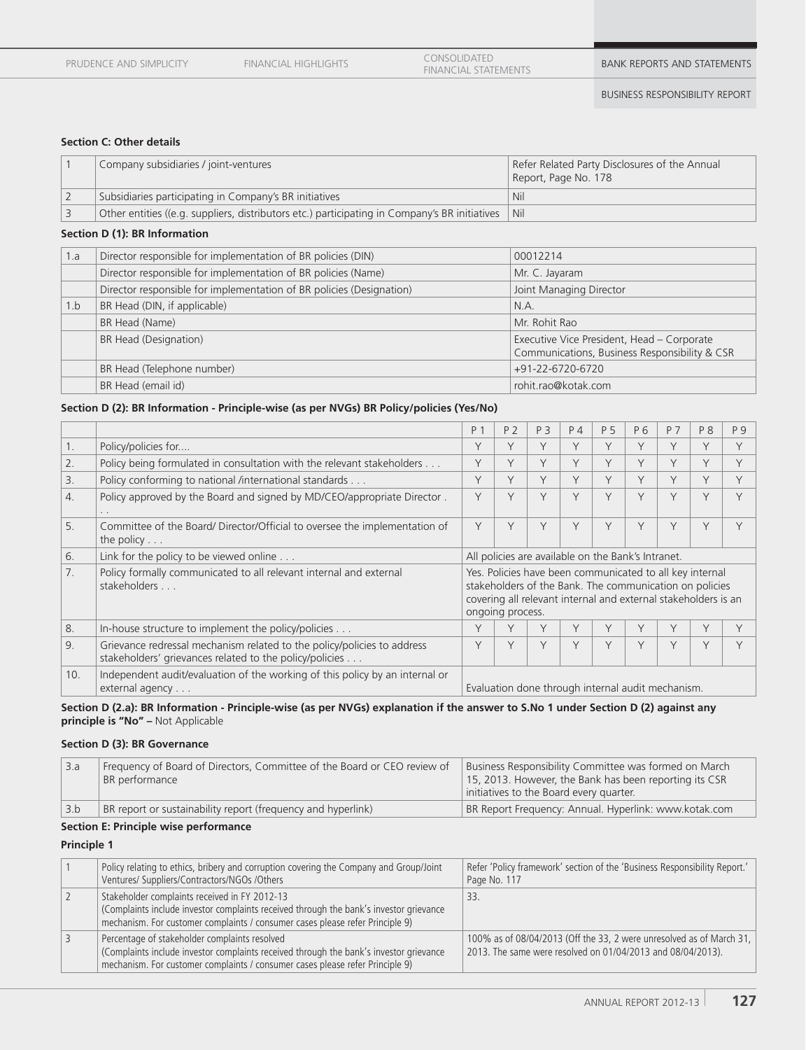### Section C: Other details

| | | |
|---|---|---|
| 1 | Company subsidiaries / joint-ventures | Refer Related Party Disclosures of the Annual Report, Page No. 178 |
| 2 | Subsidiaries participating in Company's BR initiatives | Nil |
| 3 | Other entities ((e.g. suppliers, distributors etc.) participating in Company's BR initiatives | Nil |

### Section D (1): BR Information

| | | |
|---|---|---|
| 1.a | Director responsible for implementation of BR policies (DIN) | 00012214 |
| | Director responsible for implementation of BR policies (Name) | Mr. C. Jayaram |
| | Director responsible for implementation of BR policies (Designation) | Joint Managing Director |
| 1.b | BR Head (DIN, if applicable) | N.A. |
| | BR Head (Name) | Mr. Rohit Rao |
| | BR Head (Designation) | Executive Vice President, Head – Corporate Communications, Business Responsibility & CSR |
| | BR Head (Telephone number) | +91-22-6720-6720 |
| | BR Head (email id) | rohit.rao@kotak.com |

### Section D (2): BR Information - Principle-wise (as per NVGs) BR Policy/policies (Yes/No)

| | | P 1 | P 2 | P 3 | P 4 | P 5 | P 6 | P 7 | P 8 | P 9 |
|---|---|---|---|---|---|---|---|---|---|---|
| 1. | Policy/policies for.... | Y | Y | Y | Y | Y | Y | Y | Y | Y |
| 2. | Policy being formulated in consultation with the relevant stakeholders . . . | Y | Y | Y | Y | Y | Y | Y | Y | Y |
| 3. | Policy conforming to national /international standards . . . | Y | Y | Y | Y | Y | Y | Y | Y | Y |
| 4. | Policy approved by the Board and signed by MD/CEO/appropriate Director . . . | Y | Y | Y | Y | Y | Y | Y | Y | Y |
| 5. | Committee of the Board/ Director/Official to oversee the implementation of the policy . . . | Y | Y | Y | Y | Y | Y | Y | Y | Y |
| 6. | Link for the policy to be viewed online . . . | All policies are available on the Bank's Intranet. | | | | | | | | |
| 7. | Policy formally communicated to all relevant internal and external stakeholders . . . | Yes. Policies have been communicated to all key internal stakeholders of the Bank. The communication on policies covering all relevant internal and external stakeholders is an ongoing process. | | | | | | | | |
| 8. | In-house structure to implement the policy/policies . . . | Y | Y | Y | Y | Y | Y | Y | Y | Y |
| 9. | Grievance redressal mechanism related to the policy/policies to address stakeholders' grievances related to the policy/policies . . . | Y | Y | Y | Y | Y | Y | Y | Y | Y |
| 10. | Independent audit/evaluation of the working of this policy by an internal or external agency . . . | Evaluation done through internal audit mechanism. | | | | | | | | |

**Section D (2.a): BR Information - Principle-wise (as per NVGs) explanation if the answer to S.No 1 under Section D (2) against any principle is "No" –** Not Applicable

### Section D (3): BR Governance

| | | |
|---|---|---|
| 3.a | Frequency of Board of Directors, Committee of the Board or CEO review of BR performance | Business Responsibility Committee was formed on March 15, 2013. However, the Bank has been reporting its CSR initiatives to the Board every quarter. |
| 3.b | BR report or sustainability report (frequency and hyperlink) | BR Report Frequency: Annual. Hyperlink: www.kotak.com |

### Section E: Principle wise performance

**Principle 1**

| | | |
|---|---|---|
| 1 | Policy relating to ethics, bribery and corruption covering the Company and Group/Joint Ventures/ Suppliers/Contractors/NGOs /Others | Refer 'Policy framework' section of the 'Business Responsibility Report.' Page No. 117 |
| 2 | Stakeholder complaints received in FY 2012-13 (Complaints include investor complaints received through the bank's investor grievance mechanism. For customer complaints / consumer cases please refer Principle 9) | 33. |
| 3 | Percentage of stakeholder complaints resolved (Complaints include investor complaints received through the bank's investor grievance mechanism. For customer complaints / consumer cases please refer Principle 9) | 100% as of 08/04/2013 (Off the 33, 2 were unresolved as of March 31, 2013. The same were resolved on 01/04/2013 and 08/04/2013). |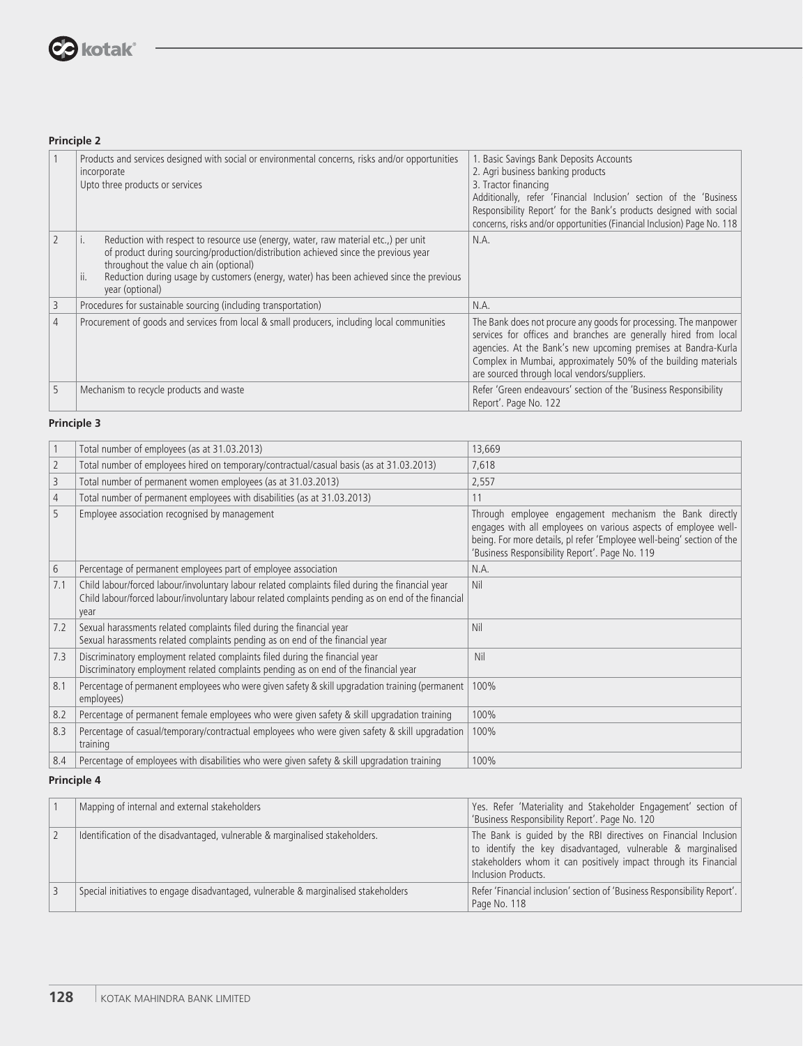**Principle 2**

| | | |
|---|---|---|
| 1 | Products and services designed with social or environmental concerns, risks and/or opportunities incorporate<br>Upto three products or services | 1. Basic Savings Bank Deposits Accounts<br>2. Agri business banking products<br>3. Tractor financing<br>Additionally, refer 'Financial Inclusion' section of the 'Business Responsibility Report' for the Bank's products designed with social concerns, risks and/or opportunities (Financial Inclusion) Page No. 118 |
| 2 | i. Reduction with respect to resource use (energy, water, raw material etc.,) per unit of product during sourcing/production/distribution achieved since the previous year throughout the value ch ain (optional)<br>ii. Reduction during usage by customers (energy, water) has been achieved since the previous year (optional) | N.A. |
| 3 | Procedures for sustainable sourcing (including transportation) | N.A. |
| 4 | Procurement of goods and services from local & small producers, including local communities | The Bank does not procure any goods for processing. The manpower services for offices and branches are generally hired from local agencies. At the Bank's new upcoming premises at Bandra-Kurla Complex in Mumbai, approximately 50% of the building materials are sourced through local vendors/suppliers. |
| 5 | Mechanism to recycle products and waste | Refer 'Green endeavours' section of the 'Business Responsibility Report'. Page No. 122 |

**Principle 3**

| | | |
|---|---|---|
| 1 | Total number of employees (as at 31.03.2013) | 13,669 |
| 2 | Total number of employees hired on temporary/contractual/casual basis (as at 31.03.2013) | 7,618 |
| 3 | Total number of permanent women employees (as at 31.03.2013) | 2,557 |
| 4 | Total number of permanent employees with disabilities (as at 31.03.2013) | 11 |
| 5 | Employee association recognised by management | Through employee engagement mechanism the Bank directly engages with all employees on various aspects of employee well-being. For more details, pl refer 'Employee well-being' section of the 'Business Responsibility Report'. Page No. 119 |
| 6 | Percentage of permanent employees part of employee association | N.A. |
| 7.1 | Child labour/forced labour/involuntary labour related complaints filed during the financial year<br>Child labour/forced labour/involuntary labour related complaints pending as on end of the financial year | Nil |
| 7.2 | Sexual harassments related complaints filed during the financial year<br>Sexual harassments related complaints pending as on end of the financial year | Nil |
| 7.3 | Discriminatory employment related complaints filed during the financial year<br>Discriminatory employment related complaints pending as on end of the financial year | Nil |
| 8.1 | Percentage of permanent employees who were given safety & skill upgradation training (permanent employees) | 100% |
| 8.2 | Percentage of permanent female employees who were given safety & skill upgradation training | 100% |
| 8.3 | Percentage of casual/temporary/contractual employees who were given safety & skill upgradation training | 100% |
| 8.4 | Percentage of employees with disabilities who were given safety & skill upgradation training | 100% |

**Principle 4**

| | | |
|---|---|---|
| 1 | Mapping of internal and external stakeholders | Yes. Refer 'Materiality and Stakeholder Engagement' section of 'Business Responsibility Report'. Page No. 120 |
| 2 | Identification of the disadvantaged, vulnerable & marginalised stakeholders. | The Bank is guided by the RBI directives on Financial Inclusion to identify the key disadvantaged, vulnerable & marginalised stakeholders whom it can positively impact through its Financial Inclusion Products. |
| 3 | Special initiatives to engage disadvantaged, vulnerable & marginalised stakeholders | Refer 'Financial inclusion' section of 'Business Responsibility Report'. Page No. 118 |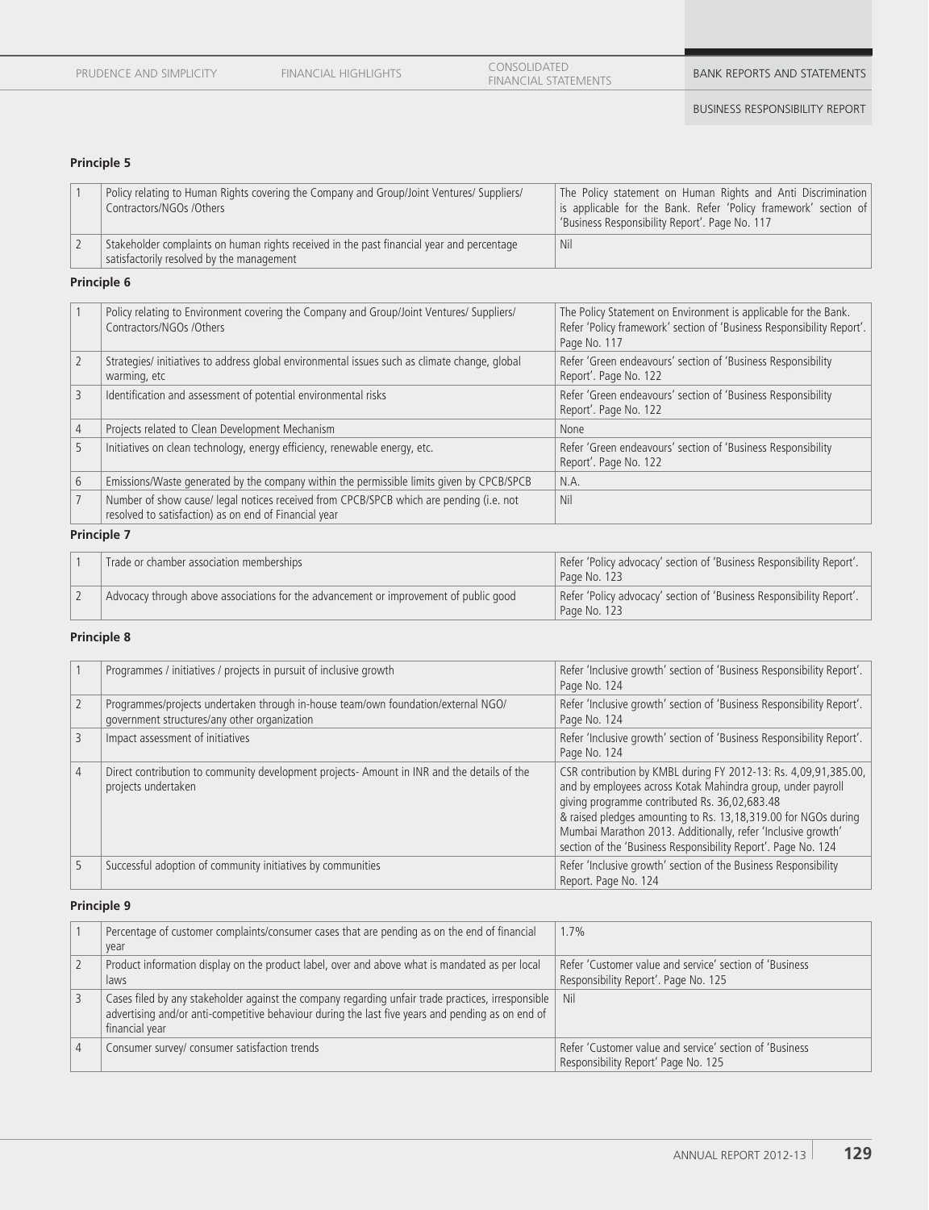### Principle 5

| | | |
|---|---|---|
| 1 | Policy relating to Human Rights covering the Company and Group/Joint Ventures/ Suppliers/ Contractors/NGOs /Others | The Policy statement on Human Rights and Anti Discrimination is applicable for the Bank. Refer 'Policy framework' section of 'Business Responsibility Report'. Page No. 117 |
| 2 | Stakeholder complaints on human rights received in the past financial year and percentage satisfactorily resolved by the management | Nil |

### Principle 6

| | | |
|---|---|---|
| 1 | Policy relating to Environment covering the Company and Group/Joint Ventures/ Suppliers/ Contractors/NGOs /Others | The Policy Statement on Environment is applicable for the Bank. Refer 'Policy framework' section of 'Business Responsibility Report'. Page No. 117 |
| 2 | Strategies/ initiatives to address global environmental issues such as climate change, global warming, etc | Refer 'Green endeavours' section of 'Business Responsibility Report'. Page No. 122 |
| 3 | Identification and assessment of potential environmental risks | Refer 'Green endeavours' section of 'Business Responsibility Report'. Page No. 122 |
| 4 | Projects related to Clean Development Mechanism | None |
| 5 | Initiatives on clean technology, energy efficiency, renewable energy, etc. | Refer 'Green endeavours' section of 'Business Responsibility Report'. Page No. 122 |
| 6 | Emissions/Waste generated by the company within the permissible limits given by CPCB/SPCB | N.A. |
| 7 | Number of show cause/ legal notices received from CPCB/SPCB which are pending (i.e. not resolved to satisfaction) as on end of Financial year | Nil |

### Principle 7

| | | |
|---|---|---|
| 1 | Trade or chamber association memberships | Refer 'Policy advocacy' section of 'Business Responsibility Report'. Page No. 123 |
| 2 | Advocacy through above associations for the advancement or improvement of public good | Refer 'Policy advocacy' section of 'Business Responsibility Report'. Page No. 123 |

### Principle 8

| | | |
|---|---|---|
| 1 | Programmes / initiatives / projects in pursuit of inclusive growth | Refer 'Inclusive growth' section of 'Business Responsibility Report'. Page No. 124 |
| 2 | Programmes/projects undertaken through in-house team/own foundation/external NGO/ government structures/any other organization | Refer 'Inclusive growth' section of 'Business Responsibility Report'. Page No. 124 |
| 3 | Impact assessment of initiatives | Refer 'Inclusive growth' section of 'Business Responsibility Report'. Page No. 124 |
| 4 | Direct contribution to community development projects- Amount in INR and the details of the projects undertaken | CSR contribution by KMBL during FY 2012-13: Rs. 4,09,91,385.00, and by employees across Kotak Mahindra group, under payroll giving programme contributed Rs. 36,02,683.48 & raised pledges amounting to Rs. 13,18,319.00 for NGOs during Mumbai Marathon 2013. Additionally, refer 'Inclusive growth' section of the 'Business Responsibility Report'. Page No. 124 |
| 5 | Successful adoption of community initiatives by communities | Refer 'Inclusive growth' section of the Business Responsibility Report. Page No. 124 |

### Principle 9

| | | |
|---|---|---|
| 1 | Percentage of customer complaints/consumer cases that are pending as on the end of financial year | 1.7% |
| 2 | Product information display on the product label, over and above what is mandated as per local laws | Refer 'Customer value and service' section of 'Business Responsibility Report'. Page No. 125 |
| 3 | Cases filed by any stakeholder against the company regarding unfair trade practices, irresponsible advertising and/or anti-competitive behaviour during the last five years and pending as on end of financial year | Nil |
| 4 | Consumer survey/ consumer satisfaction trends | Refer 'Customer value and service' section of 'Business Responsibility Report' Page No. 125 |